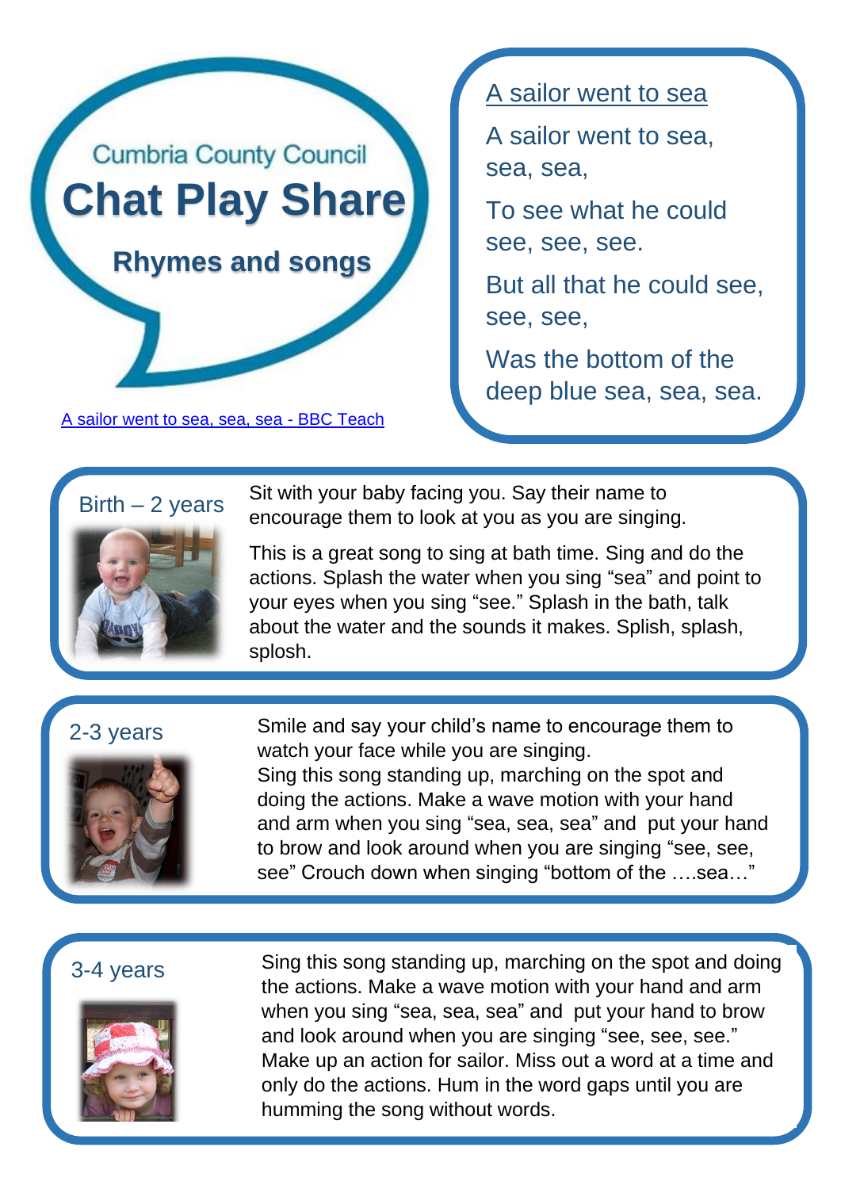Cumbria County Council

# Chat Play Share

## Rhymes and songs

A sailor went to sea, sea, sea - BBC Teach

### A sailor went to sea

A sailor went to sea, sea, sea,

To see what he could see, see, see.

But all that he could see, see, see,

Was the bottom of the deep blue sea, sea, sea.

### Birth – 2 years

Sit with your baby facing you. Say their name to encourage them to look at you as you are singing.

This is a great song to sing at bath time. Sing and do the actions. Splash the water when you sing “sea” and point to your eyes when you sing “see.” Splash in the bath, talk about the water and the sounds it makes. Splish, splash, splosh.

### 2-3 years

Smile and say your child’s name to encourage them to watch your face while you are singing.
Sing this song standing up, marching on the spot and doing the actions. Make a wave motion with your hand and arm when you sing “sea, sea, sea” and put your hand to brow and look around when you are singing “see, see, see” Crouch down when singing “bottom of the ….sea…”

### 3-4 years

Sing this song standing up, marching on the spot and doing the actions. Make a wave motion with your hand and arm when you sing “sea, sea, sea” and put your hand to brow and look around when you are singing “see, see, see.” Make up an action for sailor. Miss out a word at a time and only do the actions. Hum in the word gaps until you are humming the song without words.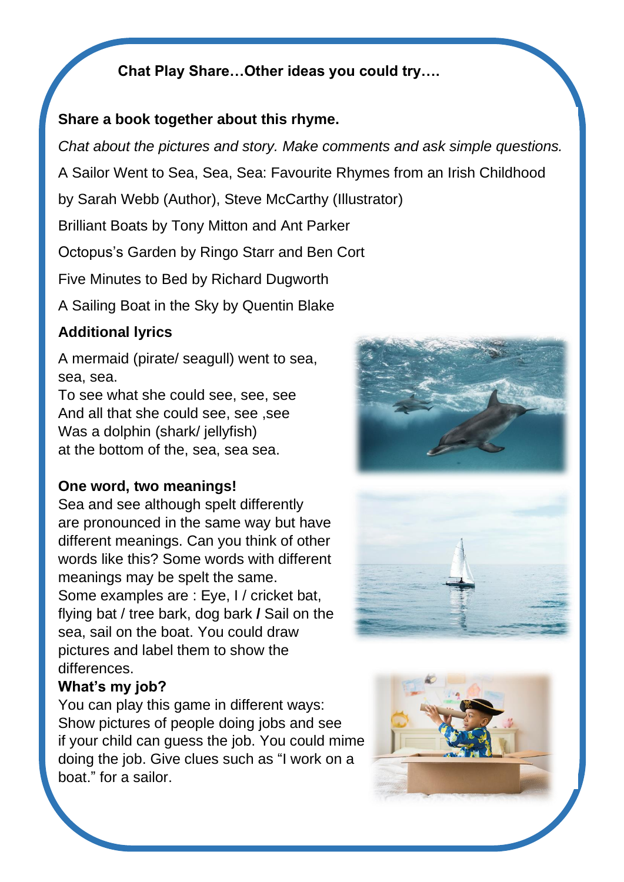**Chat Play Share…Other ideas you could try….**

**Share a book together about this rhyme.**

*Chat about the pictures and story. Make comments and ask simple questions.*

A Sailor Went to Sea, Sea, Sea: Favourite Rhymes from an Irish Childhood

by Sarah Webb (Author), Steve McCarthy (Illustrator)

Brilliant Boats by Tony Mitton and Ant Parker

Octopus's Garden by Ringo Starr and Ben Cort

Five Minutes to Bed by Richard Dugworth

A Sailing Boat in the Sky by Quentin Blake

**Additional lyrics**

A mermaid (pirate/ seagull) went to sea, sea, sea.
To see what she could see, see, see
And all that she could see, see ,see
Was a dolphin (shark/ jellyfish)
at the bottom of the, sea, sea sea.

**One word, two meanings!**

Sea and see although spelt differently are pronounced in the same way but have different meanings. Can you think of other words like this? Some words with different meanings may be spelt the same. Some examples are : Eye, I / cricket bat, flying bat / tree bark, dog bark **/** Sail on the sea, sail on the boat. You could draw pictures and label them to show the differences.

**What's my job?**

You can play this game in different ways: Show pictures of people doing jobs and see if your child can guess the job. You could mime doing the job. Give clues such as "I work on a boat." for a sailor.